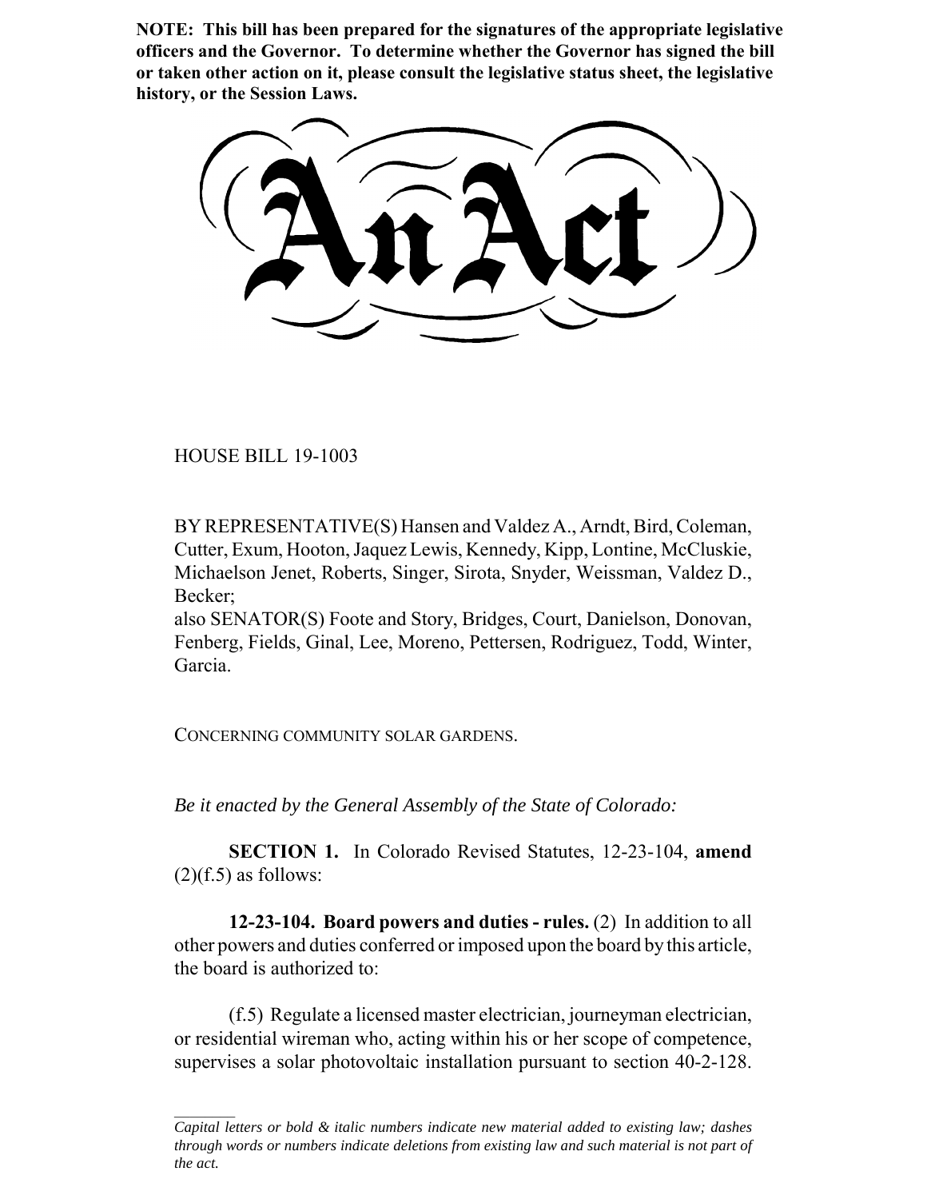**NOTE: This bill has been prepared for the signatures of the appropriate legislative officers and the Governor. To determine whether the Governor has signed the bill or taken other action on it, please consult the legislative status sheet, the legislative history, or the Session Laws.**

# An Act

HOUSE BILL 19-1003

BY REPRESENTATIVE(S) Hansen and Valdez A., Arndt, Bird, Coleman, Cutter, Exum, Hooton, Jaquez Lewis, Kennedy, Kipp, Lontine, McCluskie, Michaelson Jenet, Roberts, Singer, Sirota, Snyder, Weissman, Valdez D., Becker;
also SENATOR(S) Foote and Story, Bridges, Court, Danielson, Donovan, Fenberg, Fields, Ginal, Lee, Moreno, Pettersen, Rodriguez, Todd, Winter, Garcia.

CONCERNING COMMUNITY SOLAR GARDENS.

*Be it enacted by the General Assembly of the State of Colorado:*

**SECTION 1.** In Colorado Revised Statutes, 12-23-104, **amend** (2)(f.5) as follows:

**12-23-104. Board powers and duties - rules.** (2) In addition to all other powers and duties conferred or imposed upon the board by this article, the board is authorized to:

(f.5) Regulate a licensed master electrician, journeyman electrician, or residential wireman who, acting within his or her scope of competence, supervises a solar photovoltaic installation pursuant to section 40-2-128.

---

*Capital letters or bold & italic numbers indicate new material added to existing law; dashes through words or numbers indicate deletions from existing law and such material is not part of the act.*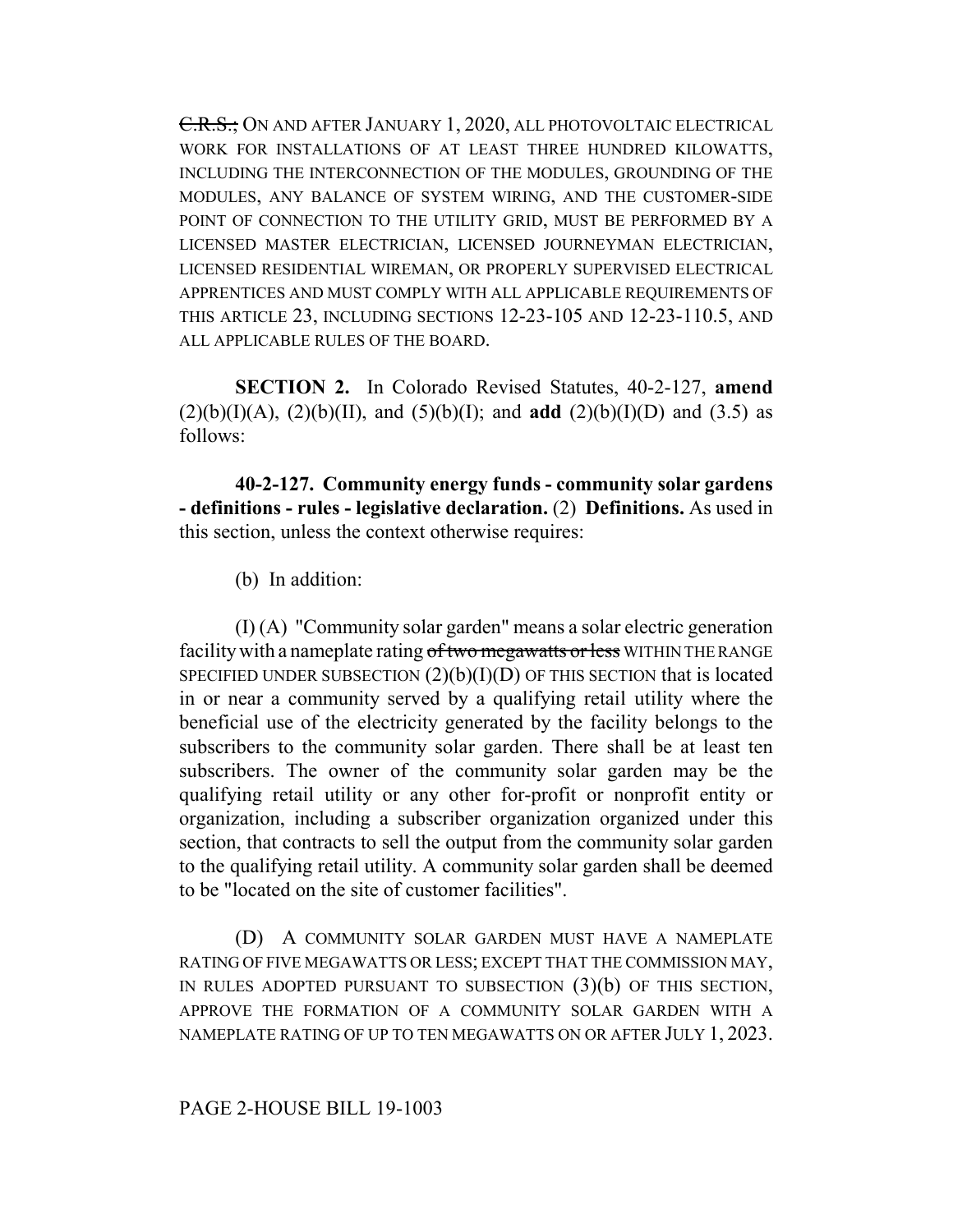~~C.R.S.;~~ ON AND AFTER JANUARY 1, 2020, ALL PHOTOVOLTAIC ELECTRICAL WORK FOR INSTALLATIONS OF AT LEAST THREE HUNDRED KILOWATTS, INCLUDING THE INTERCONNECTION OF THE MODULES, GROUNDING OF THE MODULES, ANY BALANCE OF SYSTEM WIRING, AND THE CUSTOMER-SIDE POINT OF CONNECTION TO THE UTILITY GRID, MUST BE PERFORMED BY A LICENSED MASTER ELECTRICIAN, LICENSED JOURNEYMAN ELECTRICIAN, LICENSED RESIDENTIAL WIREMAN, OR PROPERLY SUPERVISED ELECTRICAL APPRENTICES AND MUST COMPLY WITH ALL APPLICABLE REQUIREMENTS OF THIS ARTICLE 23, INCLUDING SECTIONS 12-23-105 AND 12-23-110.5, AND ALL APPLICABLE RULES OF THE BOARD.

**SECTION 2.** In Colorado Revised Statutes, 40-2-127, **amend** (2)(b)(I)(A), (2)(b)(II), and (5)(b)(I); and **add** (2)(b)(I)(D) and (3.5) as follows:

**40-2-127. Community energy funds - community solar gardens - definitions - rules - legislative declaration.** (2) **Definitions.** As used in this section, unless the context otherwise requires:

(b) In addition:

(I) (A) "Community solar garden" means a solar electric generation facility with a nameplate rating ~~of two megawatts or less~~ WITHIN THE RANGE SPECIFIED UNDER SUBSECTION (2)(b)(I)(D) OF THIS SECTION that is located in or near a community served by a qualifying retail utility where the beneficial use of the electricity generated by the facility belongs to the subscribers to the community solar garden. There shall be at least ten subscribers. The owner of the community solar garden may be the qualifying retail utility or any other for-profit or nonprofit entity or organization, including a subscriber organization organized under this section, that contracts to sell the output from the community solar garden to the qualifying retail utility. A community solar garden shall be deemed to be "located on the site of customer facilities".

(D) A COMMUNITY SOLAR GARDEN MUST HAVE A NAMEPLATE RATING OF FIVE MEGAWATTS OR LESS; EXCEPT THAT THE COMMISSION MAY, IN RULES ADOPTED PURSUANT TO SUBSECTION (3)(b) OF THIS SECTION, APPROVE THE FORMATION OF A COMMUNITY SOLAR GARDEN WITH A NAMEPLATE RATING OF UP TO TEN MEGAWATTS ON OR AFTER JULY 1, 2023.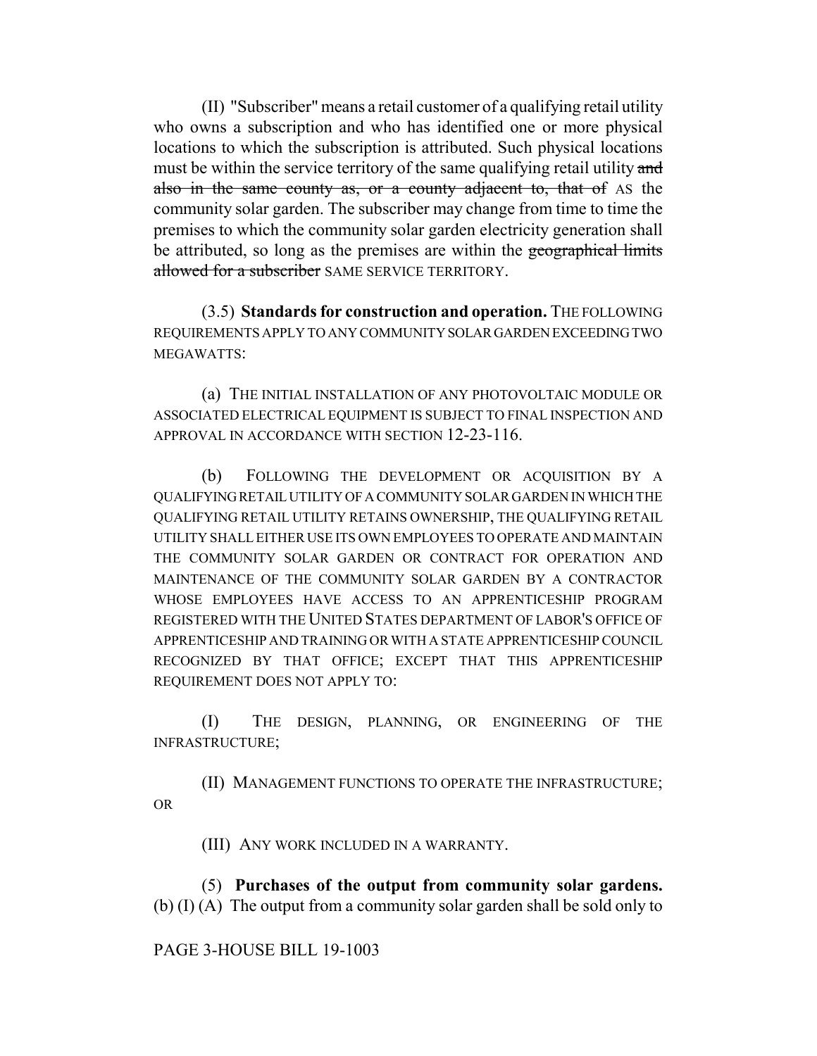(II) "Subscriber" means a retail customer of a qualifying retail utility who owns a subscription and who has identified one or more physical locations to which the subscription is attributed. Such physical locations must be within the service territory of the same qualifying retail utility ~~and also in the same county as, or a county adjacent to, that of~~ AS the community solar garden. The subscriber may change from time to time the premises to which the community solar garden electricity generation shall be attributed, so long as the premises are within the ~~geographical limits allowed for a subscriber~~ SAME SERVICE TERRITORY.

(3.5) **Standards for construction and operation.** THE FOLLOWING REQUIREMENTS APPLY TO ANY COMMUNITY SOLAR GARDEN EXCEEDING TWO MEGAWATTS:

(a) THE INITIAL INSTALLATION OF ANY PHOTOVOLTAIC MODULE OR ASSOCIATED ELECTRICAL EQUIPMENT IS SUBJECT TO FINAL INSPECTION AND APPROVAL IN ACCORDANCE WITH SECTION 12-23-116.

(b) FOLLOWING THE DEVELOPMENT OR ACQUISITION BY A QUALIFYING RETAIL UTILITY OF A COMMUNITY SOLAR GARDEN IN WHICH THE QUALIFYING RETAIL UTILITY RETAINS OWNERSHIP, THE QUALIFYING RETAIL UTILITY SHALL EITHER USE ITS OWN EMPLOYEES TO OPERATE AND MAINTAIN THE COMMUNITY SOLAR GARDEN OR CONTRACT FOR OPERATION AND MAINTENANCE OF THE COMMUNITY SOLAR GARDEN BY A CONTRACTOR WHOSE EMPLOYEES HAVE ACCESS TO AN APPRENTICESHIP PROGRAM REGISTERED WITH THE UNITED STATES DEPARTMENT OF LABOR'S OFFICE OF APPRENTICESHIP AND TRAINING OR WITH A STATE APPRENTICESHIP COUNCIL RECOGNIZED BY THAT OFFICE; EXCEPT THAT THIS APPRENTICESHIP REQUIREMENT DOES NOT APPLY TO:

(I) THE DESIGN, PLANNING, OR ENGINEERING OF THE INFRASTRUCTURE;

(II) MANAGEMENT FUNCTIONS TO OPERATE THE INFRASTRUCTURE; OR

(III) ANY WORK INCLUDED IN A WARRANTY.

(5) **Purchases of the output from community solar gardens.** (b) (I) (A) The output from a community solar garden shall be sold only to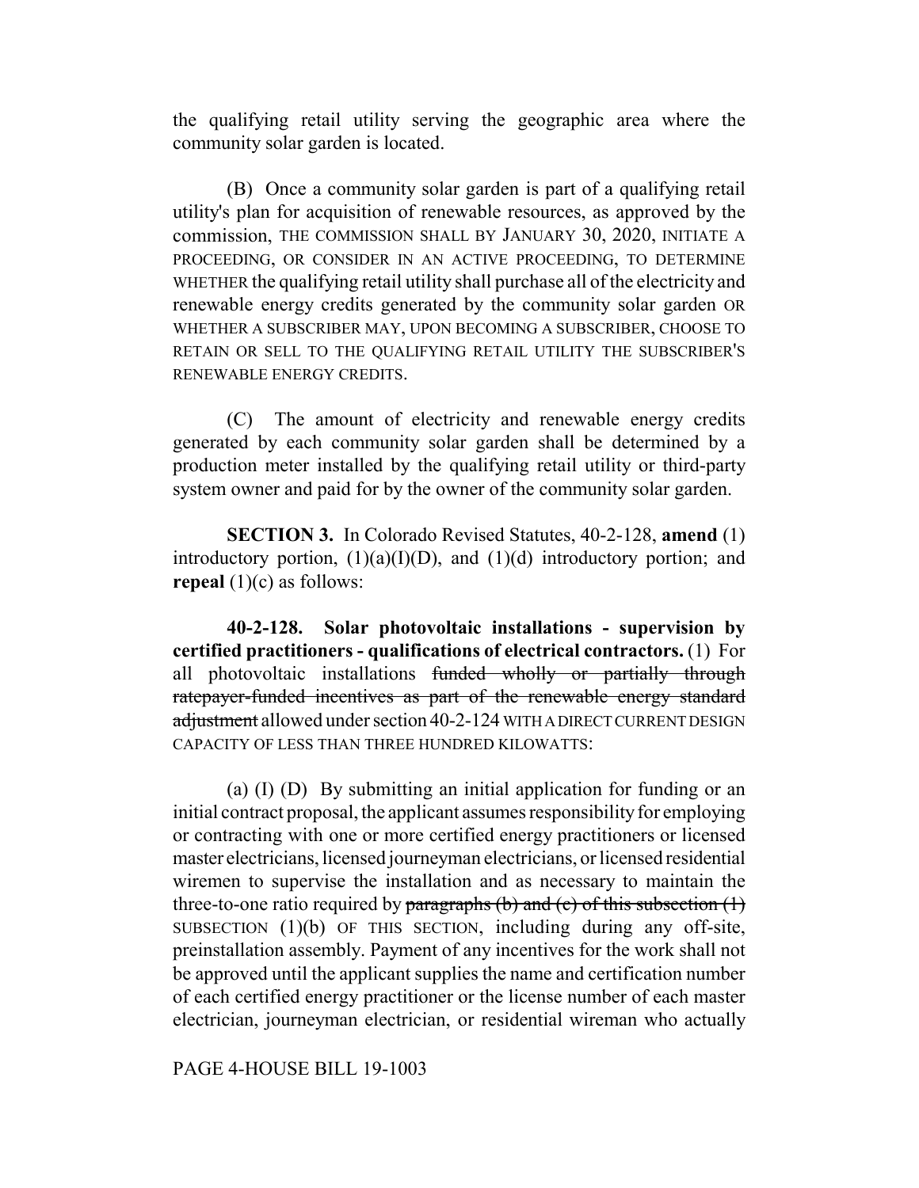the qualifying retail utility serving the geographic area where the community solar garden is located.

(B) Once a community solar garden is part of a qualifying retail utility's plan for acquisition of renewable resources, as approved by the commission, THE COMMISSION SHALL BY JANUARY 30, 2020, INITIATE A PROCEEDING, OR CONSIDER IN AN ACTIVE PROCEEDING, TO DETERMINE WHETHER the qualifying retail utility shall purchase all of the electricity and renewable energy credits generated by the community solar garden OR WHETHER A SUBSCRIBER MAY, UPON BECOMING A SUBSCRIBER, CHOOSE TO RETAIN OR SELL TO THE QUALIFYING RETAIL UTILITY THE SUBSCRIBER'S RENEWABLE ENERGY CREDITS.

(C) The amount of electricity and renewable energy credits generated by each community solar garden shall be determined by a production meter installed by the qualifying retail utility or third-party system owner and paid for by the owner of the community solar garden.

**SECTION 3.** In Colorado Revised Statutes, 40-2-128, **amend** (1) introductory portion, (1)(a)(I)(D), and (1)(d) introductory portion; and **repeal** (1)(c) as follows:

**40-2-128. Solar photovoltaic installations - supervision by certified practitioners - qualifications of electrical contractors.** (1) For all photovoltaic installations ~~funded wholly or partially through ratepayer-funded incentives as part of the renewable energy standard adjustment~~ allowed under section 40-2-124 WITH A DIRECT CURRENT DESIGN CAPACITY OF LESS THAN THREE HUNDRED KILOWATTS:

(a) (I) (D) By submitting an initial application for funding or an initial contract proposal, the applicant assumes responsibility for employing or contracting with one or more certified energy practitioners or licensed master electricians, licensed journeyman electricians, or licensed residential wiremen to supervise the installation and as necessary to maintain the three-to-one ratio required by ~~paragraphs (b) and (c) of this subsection (1)~~ SUBSECTION (1)(b) OF THIS SECTION, including during any off-site, preinstallation assembly. Payment of any incentives for the work shall not be approved until the applicant supplies the name and certification number of each certified energy practitioner or the license number of each master electrician, journeyman electrician, or residential wireman who actually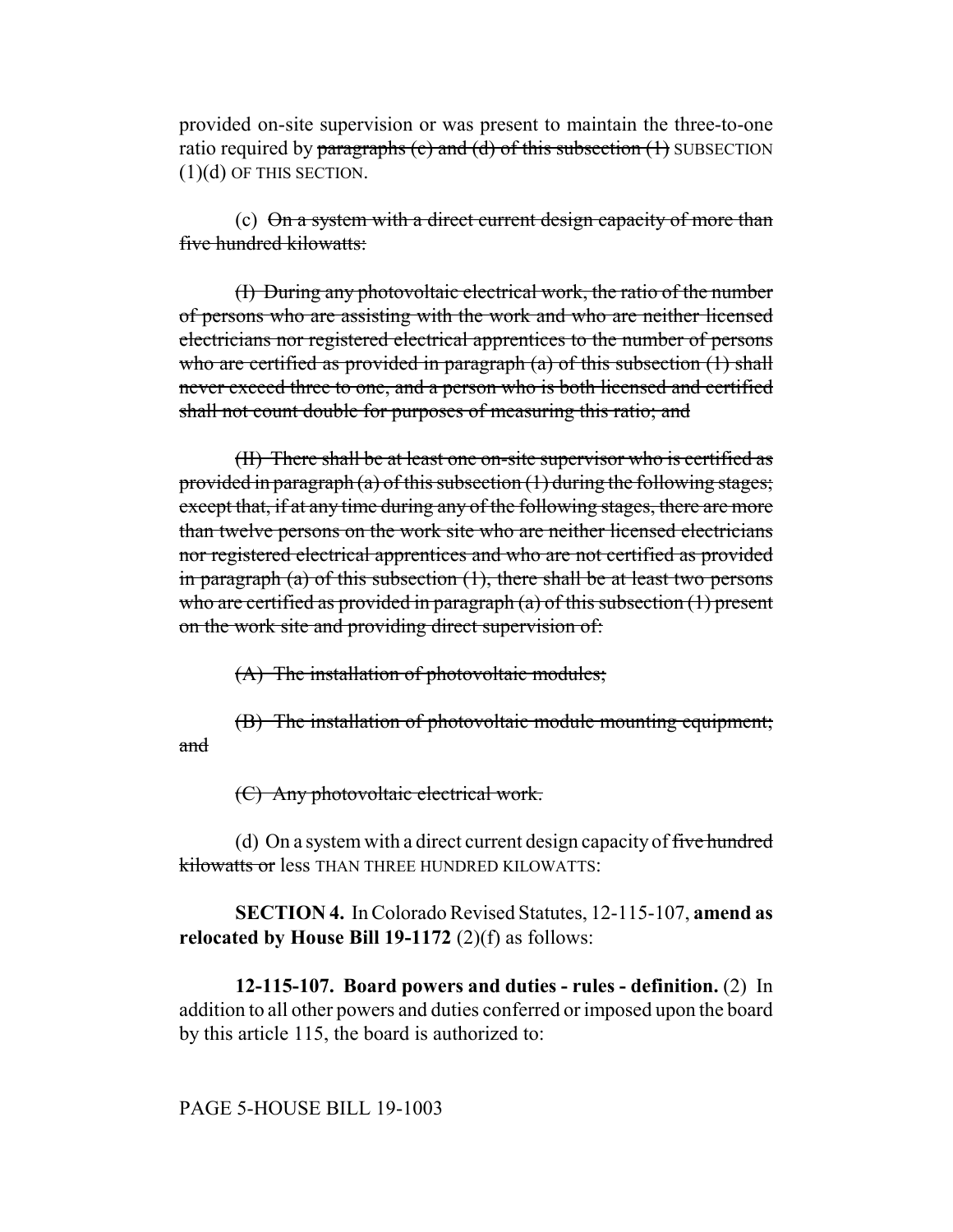provided on-site supervision or was present to maintain the three-to-one ratio required by ~~paragraphs (c) and (d) of this subsection (1)~~ SUBSECTION (1)(d) OF THIS SECTION.

(c) ~~On a system with a direct current design capacity of more than five hundred kilowatts:~~

~~(I) During any photovoltaic electrical work, the ratio of the number of persons who are assisting with the work and who are neither licensed electricians nor registered electrical apprentices to the number of persons who are certified as provided in paragraph (a) of this subsection (1) shall never exceed three to one, and a person who is both licensed and certified shall not count double for purposes of measuring this ratio; and~~

~~(II) There shall be at least one on-site supervisor who is certified as provided in paragraph (a) of this subsection (1) during the following stages; except that, if at any time during any of the following stages, there are more than twelve persons on the work site who are neither licensed electricians nor registered electrical apprentices and who are not certified as provided in paragraph (a) of this subsection (1), there shall be at least two persons who are certified as provided in paragraph (a) of this subsection (1) present on the work site and providing direct supervision of:~~

~~(A) The installation of photovoltaic modules;~~

~~(B) The installation of photovoltaic module mounting equipment; and~~

~~(C) Any photovoltaic electrical work.~~

(d) On a system with a direct current design capacity of ~~five hundred kilowatts or~~ less THAN THREE HUNDRED KILOWATTS:

**SECTION 4.** In Colorado Revised Statutes, 12-115-107, **amend as relocated by House Bill 19-1172** (2)(f) as follows:

**12-115-107. Board powers and duties - rules - definition.** (2) In addition to all other powers and duties conferred or imposed upon the board by this article 115, the board is authorized to: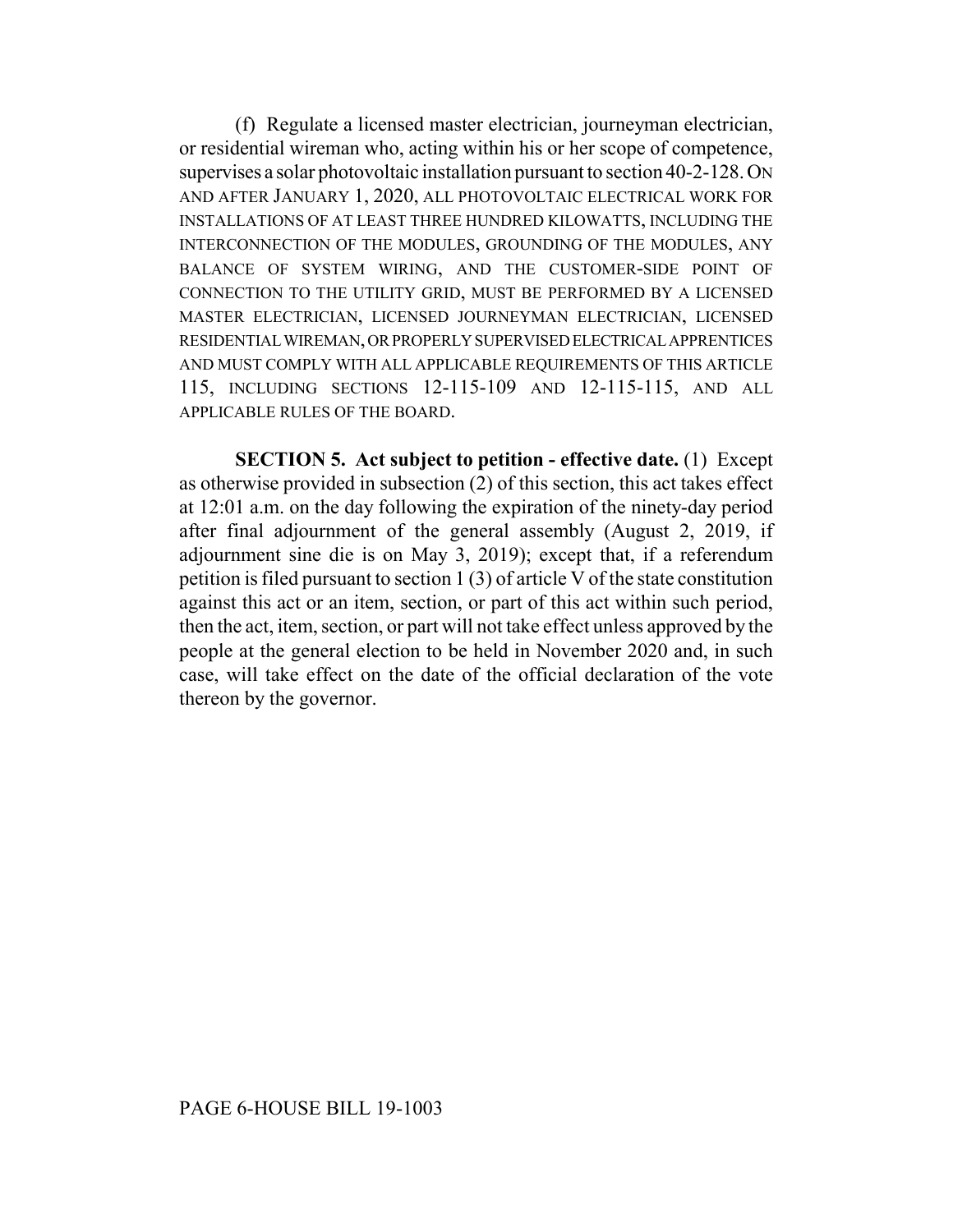(f) Regulate a licensed master electrician, journeyman electrician, or residential wireman who, acting within his or her scope of competence, supervises a solar photovoltaic installation pursuant to section 40-2-128. ON AND AFTER JANUARY 1, 2020, ALL PHOTOVOLTAIC ELECTRICAL WORK FOR INSTALLATIONS OF AT LEAST THREE HUNDRED KILOWATTS, INCLUDING THE INTERCONNECTION OF THE MODULES, GROUNDING OF THE MODULES, ANY BALANCE OF SYSTEM WIRING, AND THE CUSTOMER-SIDE POINT OF CONNECTION TO THE UTILITY GRID, MUST BE PERFORMED BY A LICENSED MASTER ELECTRICIAN, LICENSED JOURNEYMAN ELECTRICIAN, LICENSED RESIDENTIAL WIREMAN, OR PROPERLY SUPERVISED ELECTRICAL APPRENTICES AND MUST COMPLY WITH ALL APPLICABLE REQUIREMENTS OF THIS ARTICLE 115, INCLUDING SECTIONS 12-115-109 AND 12-115-115, AND ALL APPLICABLE RULES OF THE BOARD.

**SECTION 5. Act subject to petition - effective date.** (1) Except as otherwise provided in subsection (2) of this section, this act takes effect at 12:01 a.m. on the day following the expiration of the ninety-day period after final adjournment of the general assembly (August 2, 2019, if adjournment sine die is on May 3, 2019); except that, if a referendum petition is filed pursuant to section 1 (3) of article V of the state constitution against this act or an item, section, or part of this act within such period, then the act, item, section, or part will not take effect unless approved by the people at the general election to be held in November 2020 and, in such case, will take effect on the date of the official declaration of the vote thereon by the governor.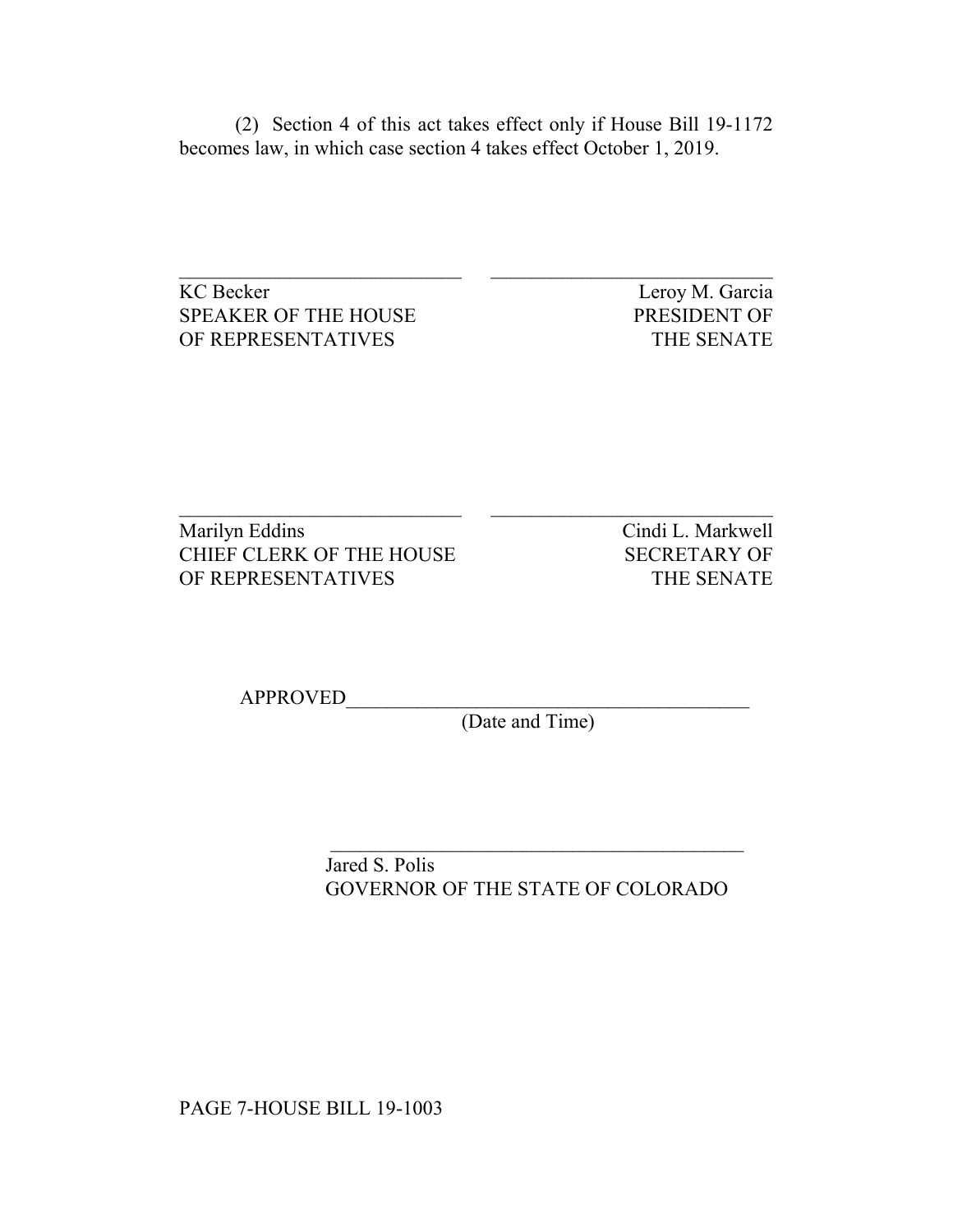(2) Section 4 of this act takes effect only if House Bill 19-1172 becomes law, in which case section 4 takes effect October 1, 2019.

| | |
|---|---|
| ____________________________ | ____________________________ |
| KC Becker | Leroy M. Garcia |
| SPEAKER OF THE HOUSE OF REPRESENTATIVES | PRESIDENT OF THE SENATE |

| | |
|---|---|
| ____________________________ | ____________________________ |
| Marilyn Eddins | Cindi L. Markwell |
| CHIEF CLERK OF THE HOUSE OF REPRESENTATIVES | SECRETARY OF THE SENATE |

APPROVED________________________________________
(Date and Time)

_________________________________________
Jared S. Polis
GOVERNOR OF THE STATE OF COLORADO

PAGE 7-HOUSE BILL 19-1003